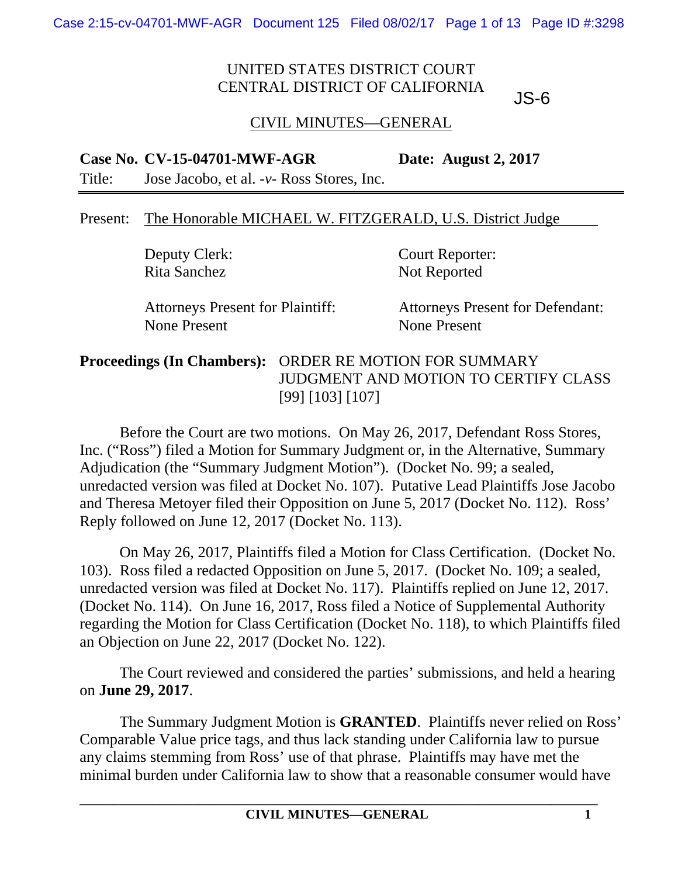UNITED STATES DISTRICT COURT
CENTRAL DISTRICT OF CALIFORNIA

JS-6

CIVIL MINUTES—GENERAL

**Case No. CV-15-04701-MWF-AGR** **Date: August 2, 2017**

Title: Jose Jacobo, et al. -*v*- Ross Stores, Inc.

---

Present: The Honorable MICHAEL W. FITZGERALD, U.S. District Judge

| | |
|---|---|
| Deputy Clerk: Rita Sanchez | Court Reporter: Not Reported |
| Attorneys Present for Plaintiff: None Present | Attorneys Present for Defendant: None Present |

**Proceedings (In Chambers):** ORDER RE MOTION FOR SUMMARY JUDGMENT AND MOTION TO CERTIFY CLASS [99] [103] [107]

Before the Court are two motions. On May 26, 2017, Defendant Ross Stores, Inc. ("Ross") filed a Motion for Summary Judgment or, in the Alternative, Summary Adjudication (the "Summary Judgment Motion"). (Docket No. 99; a sealed, unredacted version was filed at Docket No. 107). Putative Lead Plaintiffs Jose Jacobo and Theresa Metoyer filed their Opposition on June 5, 2017 (Docket No. 112). Ross' Reply followed on June 12, 2017 (Docket No. 113).

On May 26, 2017, Plaintiffs filed a Motion for Class Certification. (Docket No. 103). Ross filed a redacted Opposition on June 5, 2017. (Docket No. 109; a sealed, unredacted version was filed at Docket No. 117). Plaintiffs replied on June 12, 2017. (Docket No. 114). On June 16, 2017, Ross filed a Notice of Supplemental Authority regarding the Motion for Class Certification (Docket No. 118), to which Plaintiffs filed an Objection on June 22, 2017 (Docket No. 122).

The Court reviewed and considered the parties' submissions, and held a hearing on **June 29, 2017**.

The Summary Judgment Motion is **GRANTED**. Plaintiffs never relied on Ross' Comparable Value price tags, and thus lack standing under California law to pursue any claims stemming from Ross' use of that phrase. Plaintiffs may have met the minimal burden under California law to show that a reasonable consumer would have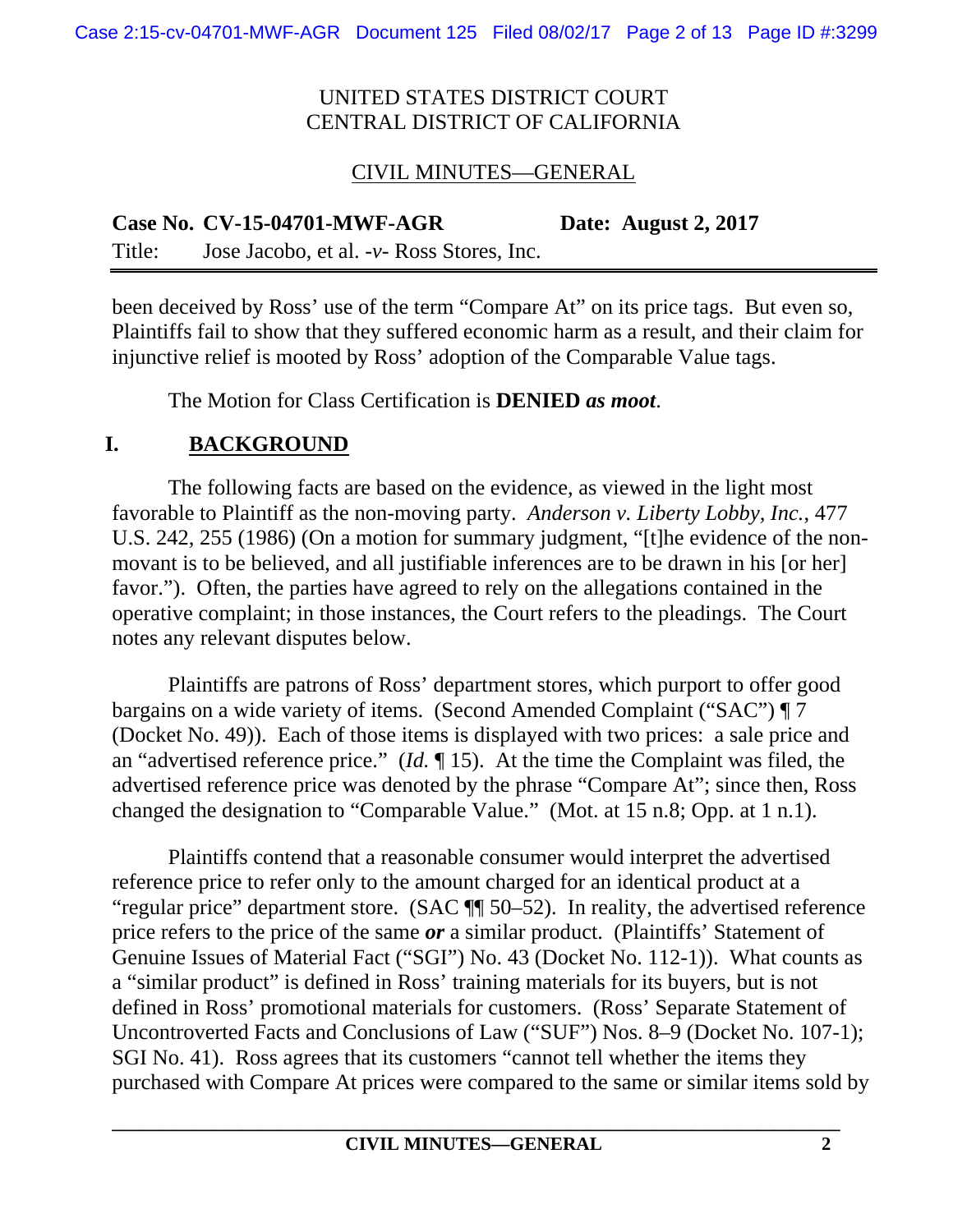UNITED STATES DISTRICT COURT
CENTRAL DISTRICT OF CALIFORNIA

CIVIL MINUTES—GENERAL

**Case No. CV-15-04701-MWF-AGR** **Date: August 2, 2017**

Title: Jose Jacobo, et al. *-v-* Ross Stores, Inc.

---

been deceived by Ross' use of the term "Compare At" on its price tags. But even so, Plaintiffs fail to show that they suffered economic harm as a result, and their claim for injunctive relief is mooted by Ross' adoption of the Comparable Value tags.

The Motion for Class Certification is **DENIED** ***as moot***.

## I. BACKGROUND

The following facts are based on the evidence, as viewed in the light most favorable to Plaintiff as the non-moving party. *Anderson v. Liberty Lobby, Inc.*, 477 U.S. 242, 255 (1986) (On a motion for summary judgment, "[t]he evidence of the non-movant is to be believed, and all justifiable inferences are to be drawn in his [or her] favor."). Often, the parties have agreed to rely on the allegations contained in the operative complaint; in those instances, the Court refers to the pleadings. The Court notes any relevant disputes below.

Plaintiffs are patrons of Ross' department stores, which purport to offer good bargains on a wide variety of items. (Second Amended Complaint ("SAC") ¶ 7 (Docket No. 49)). Each of those items is displayed with two prices: a sale price and an "advertised reference price." (*Id.* ¶ 15). At the time the Complaint was filed, the advertised reference price was denoted by the phrase "Compare At"; since then, Ross changed the designation to "Comparable Value." (Mot. at 15 n.8; Opp. at 1 n.1).

Plaintiffs contend that a reasonable consumer would interpret the advertised reference price to refer only to the amount charged for an identical product at a "regular price" department store. (SAC ¶¶ 50–52). In reality, the advertised reference price refers to the price of the same ***or*** a similar product. (Plaintiffs' Statement of Genuine Issues of Material Fact ("SGI") No. 43 (Docket No. 112-1)). What counts as a "similar product" is defined in Ross' training materials for its buyers, but is not defined in Ross' promotional materials for customers. (Ross' Separate Statement of Uncontroverted Facts and Conclusions of Law ("SUF") Nos. 8–9 (Docket No. 107-1); SGI No. 41). Ross agrees that its customers "cannot tell whether the items they purchased with Compare At prices were compared to the same or similar items sold by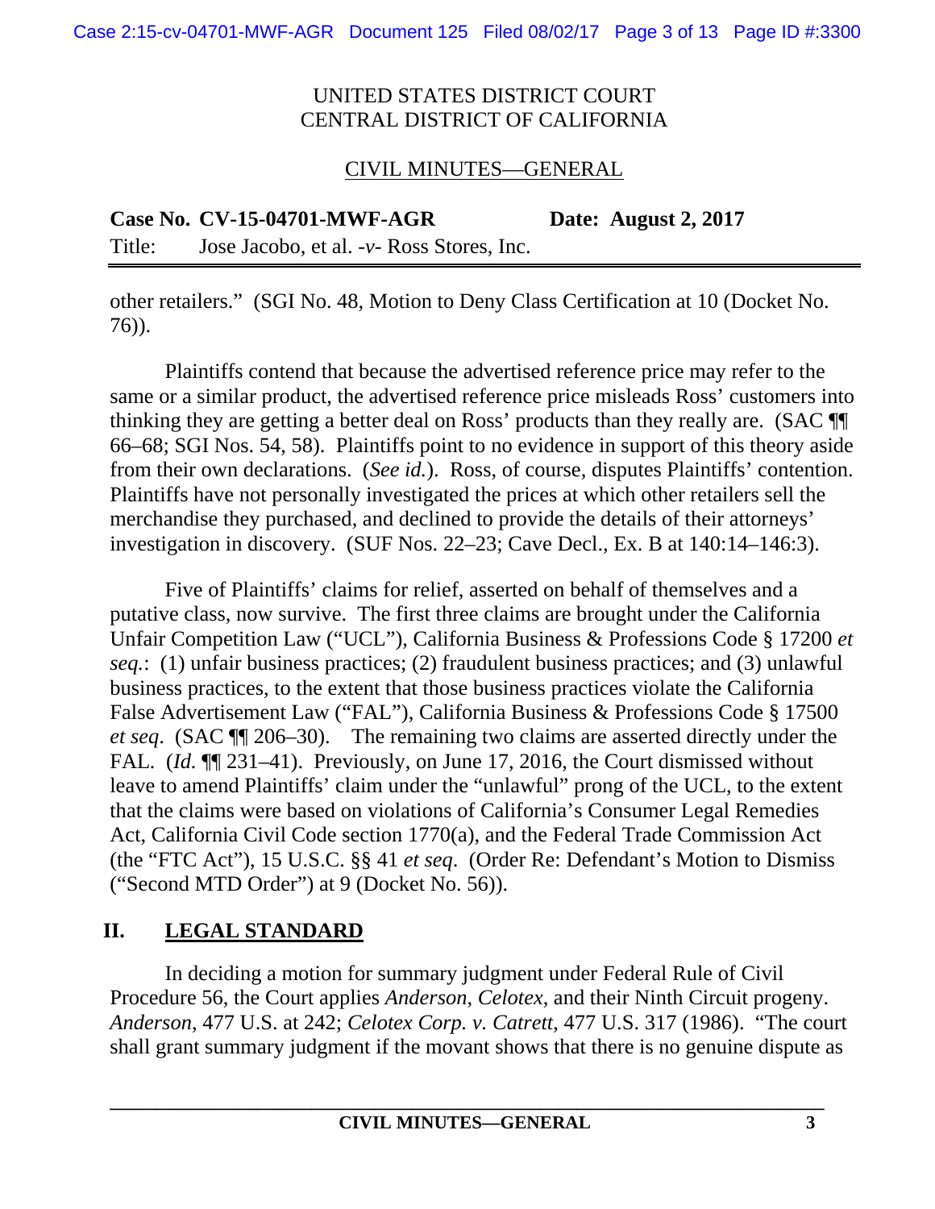other retailers." (SGI No. 48, Motion to Deny Class Certification at 10 (Docket No. 76)).

Plaintiffs contend that because the advertised reference price may refer to the same or a similar product, the advertised reference price misleads Ross' customers into thinking they are getting a better deal on Ross' products than they really are. (SAC ¶¶ 66–68; SGI Nos. 54, 58). Plaintiffs point to no evidence in support of this theory aside from their own declarations. (*See id.*). Ross, of course, disputes Plaintiffs' contention. Plaintiffs have not personally investigated the prices at which other retailers sell the merchandise they purchased, and declined to provide the details of their attorneys' investigation in discovery. (SUF Nos. 22–23; Cave Decl., Ex. B at 140:14–146:3).

Five of Plaintiffs' claims for relief, asserted on behalf of themselves and a putative class, now survive. The first three claims are brought under the California Unfair Competition Law ("UCL"), California Business & Professions Code § 17200 *et seq.*: (1) unfair business practices; (2) fraudulent business practices; and (3) unlawful business practices, to the extent that those business practices violate the California False Advertisement Law ("FAL"), California Business & Professions Code § 17500 *et seq*. (SAC ¶¶ 206–30). The remaining two claims are asserted directly under the FAL. (*Id.* ¶¶ 231–41). Previously, on June 17, 2016, the Court dismissed without leave to amend Plaintiffs' claim under the "unlawful" prong of the UCL, to the extent that the claims were based on violations of California's Consumer Legal Remedies Act, California Civil Code section 1770(a), and the Federal Trade Commission Act (the "FTC Act"), 15 U.S.C. §§ 41 *et seq*. (Order Re: Defendant's Motion to Dismiss ("Second MTD Order") at 9 (Docket No. 56)).

## II. LEGAL STANDARD

In deciding a motion for summary judgment under Federal Rule of Civil Procedure 56, the Court applies *Anderson*, *Celotex*, and their Ninth Circuit progeny. *Anderson*, 477 U.S. at 242; *Celotex Corp. v. Catrett*, 477 U.S. 317 (1986). "The court shall grant summary judgment if the movant shows that there is no genuine dispute as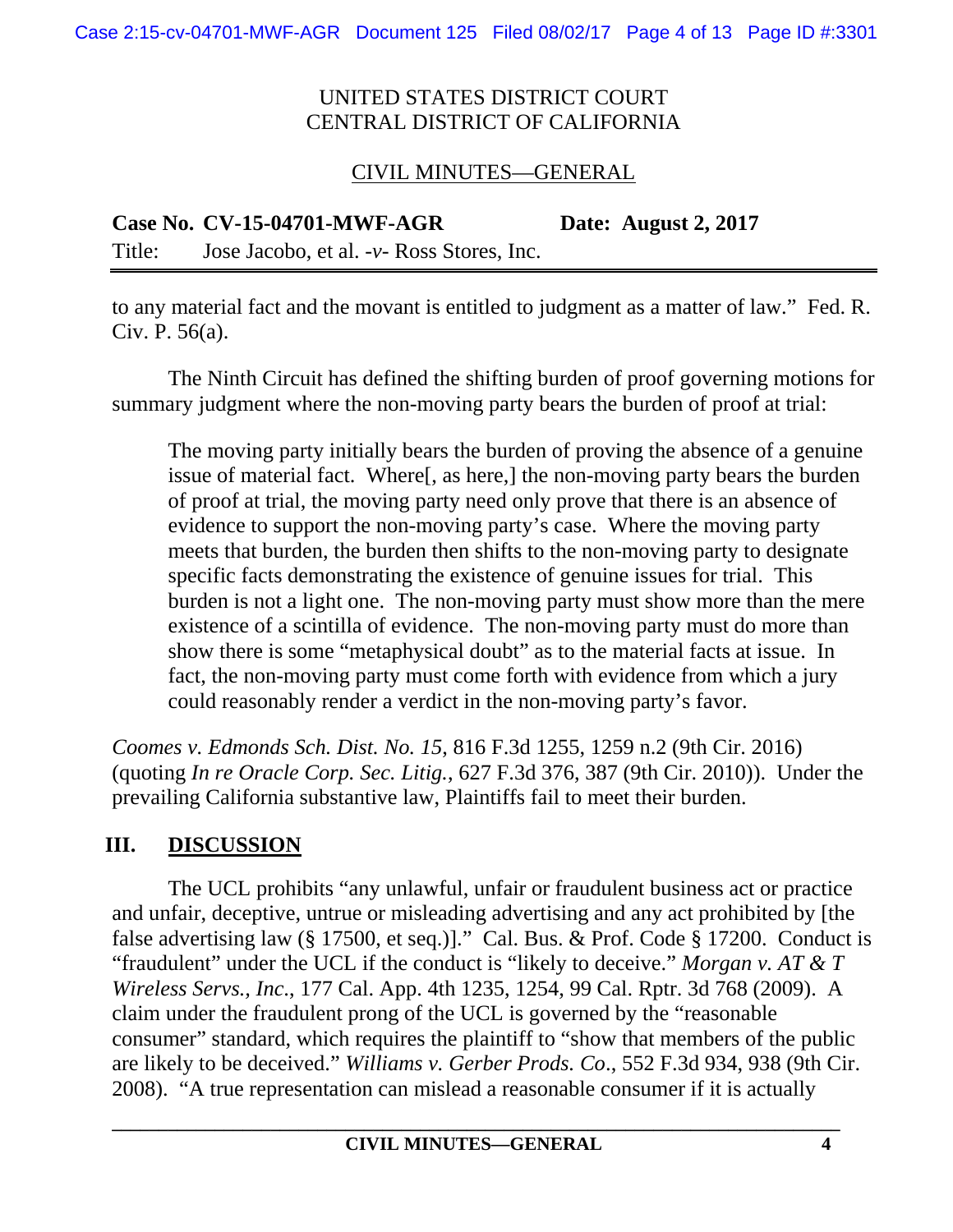to any material fact and the movant is entitled to judgment as a matter of law." Fed. R. Civ. P. 56(a).

The Ninth Circuit has defined the shifting burden of proof governing motions for summary judgment where the non-moving party bears the burden of proof at trial:

> The moving party initially bears the burden of proving the absence of a genuine issue of material fact. Where[, as here,] the non-moving party bears the burden of proof at trial, the moving party need only prove that there is an absence of evidence to support the non-moving party's case. Where the moving party meets that burden, the burden then shifts to the non-moving party to designate specific facts demonstrating the existence of genuine issues for trial. This burden is not a light one. The non-moving party must show more than the mere existence of a scintilla of evidence. The non-moving party must do more than show there is some "metaphysical doubt" as to the material facts at issue. In fact, the non-moving party must come forth with evidence from which a jury could reasonably render a verdict in the non-moving party's favor.

*Coomes v. Edmonds Sch. Dist. No. 15*, 816 F.3d 1255, 1259 n.2 (9th Cir. 2016) (quoting *In re Oracle Corp. Sec. Litig.*, 627 F.3d 376, 387 (9th Cir. 2010)). Under the prevailing California substantive law, Plaintiffs fail to meet their burden.

## III. DISCUSSION

The UCL prohibits "any unlawful, unfair or fraudulent business act or practice and unfair, deceptive, untrue or misleading advertising and any act prohibited by [the false advertising law (§ 17500, et seq.)]." Cal. Bus. & Prof. Code § 17200. Conduct is "fraudulent" under the UCL if the conduct is "likely to deceive." *Morgan v. AT & T Wireless Servs., Inc.*, 177 Cal. App. 4th 1235, 1254, 99 Cal. Rptr. 3d 768 (2009). A claim under the fraudulent prong of the UCL is governed by the "reasonable consumer" standard, which requires the plaintiff to "show that members of the public are likely to be deceived." *Williams v. Gerber Prods. Co.*, 552 F.3d 934, 938 (9th Cir. 2008). "A true representation can mislead a reasonable consumer if it is actually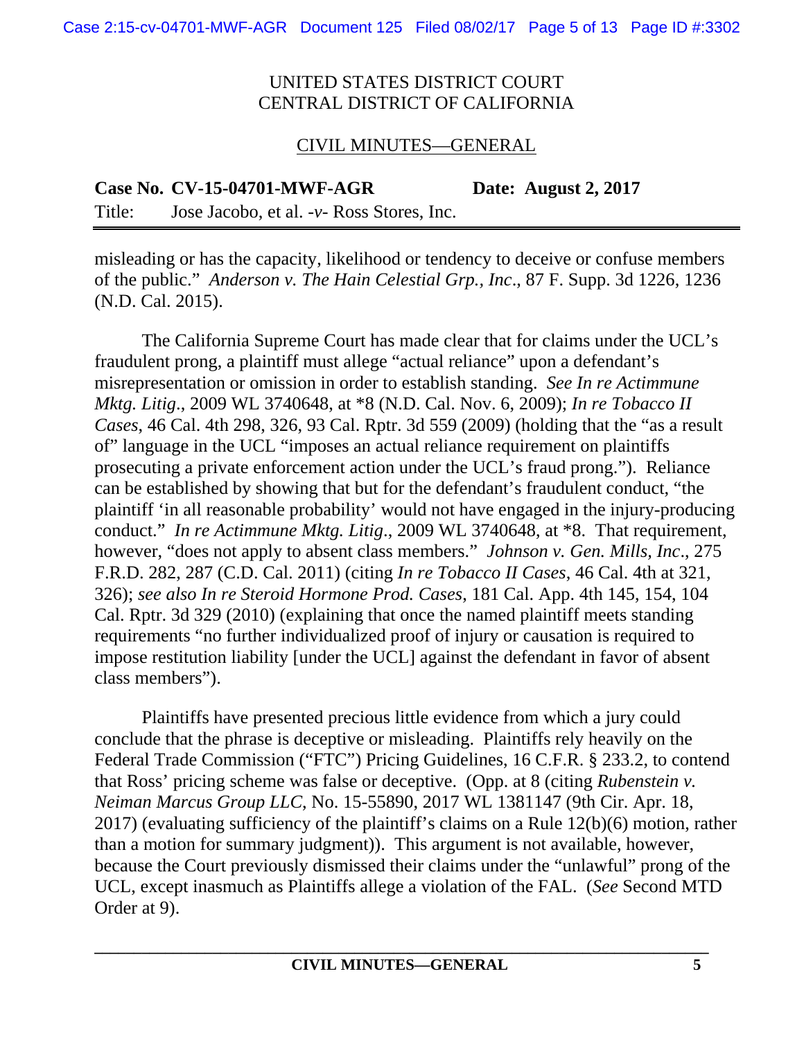UNITED STATES DISTRICT COURT
CENTRAL DISTRICT OF CALIFORNIA

CIVIL MINUTES—GENERAL

**Case No. CV-15-04701-MWF-AGR** **Date: August 2, 2017**

Title: Jose Jacobo, et al. -*v*- Ross Stores, Inc.

---

misleading or has the capacity, likelihood or tendency to deceive or confuse members of the public." *Anderson v. The Hain Celestial Grp., Inc*., 87 F. Supp. 3d 1226, 1236 (N.D. Cal. 2015).

The California Supreme Court has made clear that for claims under the UCL's fraudulent prong, a plaintiff must allege "actual reliance" upon a defendant's misrepresentation or omission in order to establish standing. *See In re Actimmune Mktg. Litig*., 2009 WL 3740648, at *8 (N.D. Cal. Nov. 6, 2009); *In re Tobacco II Cases*, 46 Cal. 4th 298, 326, 93 Cal. Rptr. 3d 559 (2009) (holding that the "as a result of" language in the UCL "imposes an actual reliance requirement on plaintiffs prosecuting a private enforcement action under the UCL's fraud prong."). Reliance can be established by showing that but for the defendant's fraudulent conduct, "the plaintiff 'in all reasonable probability' would not have engaged in the injury-producing conduct." *In re Actimmune Mktg. Litig*., 2009 WL 3740648, at *8. That requirement, however, "does not apply to absent class members." *Johnson v. Gen. Mills, Inc*., 275 F.R.D. 282, 287 (C.D. Cal. 2011) (citing *In re Tobacco II Cases*, 46 Cal. 4th at 321, 326); *see also In re Steroid Hormone Prod. Cases*, 181 Cal. App. 4th 145, 154, 104 Cal. Rptr. 3d 329 (2010) (explaining that once the named plaintiff meets standing requirements "no further individualized proof of injury or causation is required to impose restitution liability [under the UCL] against the defendant in favor of absent class members").

Plaintiffs have presented precious little evidence from which a jury could conclude that the phrase is deceptive or misleading. Plaintiffs rely heavily on the Federal Trade Commission ("FTC") Pricing Guidelines, 16 C.F.R. § 233.2, to contend that Ross' pricing scheme was false or deceptive. (Opp. at 8 (citing *Rubenstein v. Neiman Marcus Group LLC*, No. 15-55890, 2017 WL 1381147 (9th Cir. Apr. 18, 2017) (evaluating sufficiency of the plaintiff's claims on a Rule 12(b)(6) motion, rather than a motion for summary judgment)). This argument is not available, however, because the Court previously dismissed their claims under the "unlawful" prong of the UCL, except inasmuch as Plaintiffs allege a violation of the FAL. (*See* Second MTD Order at 9).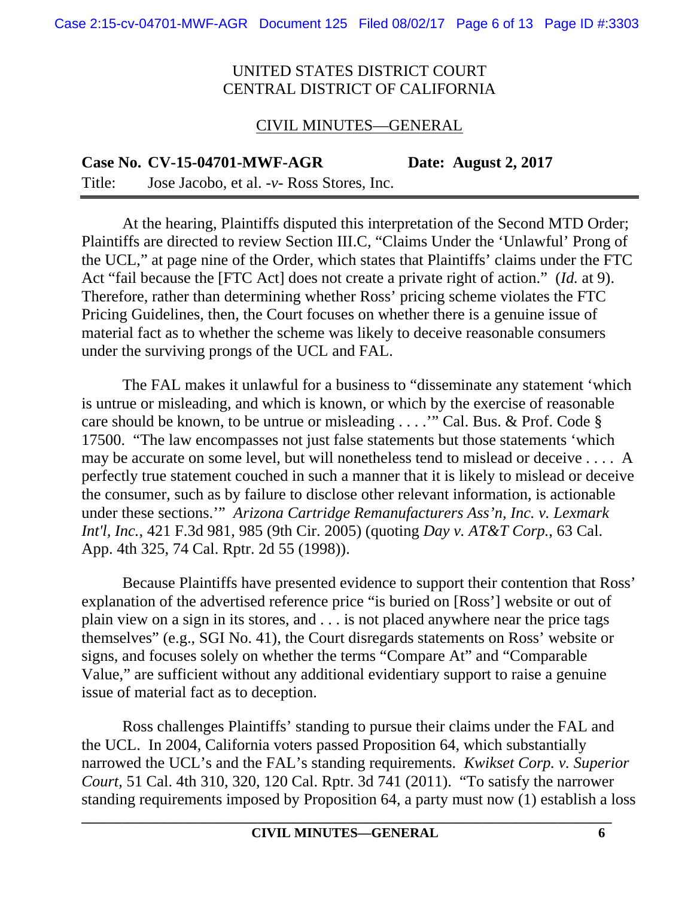UNITED STATES DISTRICT COURT
CENTRAL DISTRICT OF CALIFORNIA

CIVIL MINUTES—GENERAL

**Case No. CV-15-04701-MWF-AGR** **Date: August 2, 2017**
Title: Jose Jacobo, et al. -*v*- Ross Stores, Inc.

---

At the hearing, Plaintiffs disputed this interpretation of the Second MTD Order; Plaintiffs are directed to review Section III.C, "Claims Under the 'Unlawful' Prong of the UCL," at page nine of the Order, which states that Plaintiffs' claims under the FTC Act "fail because the [FTC Act] does not create a private right of action." (*Id.* at 9). Therefore, rather than determining whether Ross' pricing scheme violates the FTC Pricing Guidelines, then, the Court focuses on whether there is a genuine issue of material fact as to whether the scheme was likely to deceive reasonable consumers under the surviving prongs of the UCL and FAL.

The FAL makes it unlawful for a business to "disseminate any statement 'which is untrue or misleading, and which is known, or which by the exercise of reasonable care should be known, to be untrue or misleading . . . .'" Cal. Bus. & Prof. Code § 17500. "The law encompasses not just false statements but those statements 'which may be accurate on some level, but will nonetheless tend to mislead or deceive . . . . A perfectly true statement couched in such a manner that it is likely to mislead or deceive the consumer, such as by failure to disclose other relevant information, is actionable under these sections.'" *Arizona Cartridge Remanufacturers Ass'n, Inc. v. Lexmark Int'l, Inc.*, 421 F.3d 981, 985 (9th Cir. 2005) (quoting *Day v. AT&T Corp.*, 63 Cal. App. 4th 325, 74 Cal. Rptr. 2d 55 (1998)).

Because Plaintiffs have presented evidence to support their contention that Ross' explanation of the advertised reference price "is buried on [Ross'] website or out of plain view on a sign in its stores, and . . . is not placed anywhere near the price tags themselves" (e.g., SGI No. 41), the Court disregards statements on Ross' website or signs, and focuses solely on whether the terms "Compare At" and "Comparable Value," are sufficient without any additional evidentiary support to raise a genuine issue of material fact as to deception.

Ross challenges Plaintiffs' standing to pursue their claims under the FAL and the UCL. In 2004, California voters passed Proposition 64, which substantially narrowed the UCL's and the FAL's standing requirements. *Kwikset Corp. v. Superior Court*, 51 Cal. 4th 310, 320, 120 Cal. Rptr. 3d 741 (2011). "To satisfy the narrower standing requirements imposed by Proposition 64, a party must now (1) establish a loss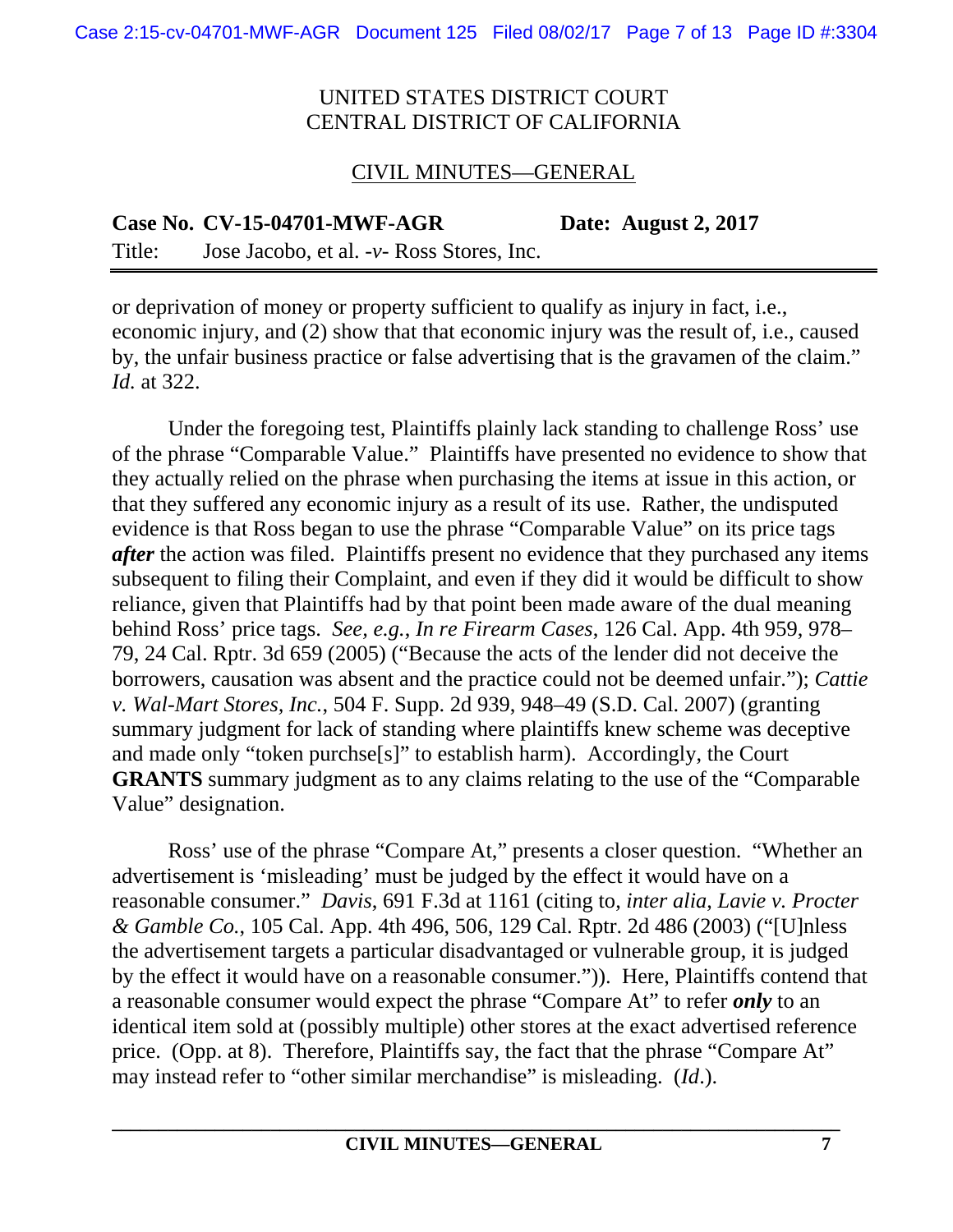or deprivation of money or property sufficient to qualify as injury in fact, i.e., economic injury, and (2) show that that economic injury was the result of, i.e., caused by, the unfair business practice or false advertising that is the gravamen of the claim." *Id.* at 322.

Under the foregoing test, Plaintiffs plainly lack standing to challenge Ross' use of the phrase "Comparable Value." Plaintiffs have presented no evidence to show that they actually relied on the phrase when purchasing the items at issue in this action, or that they suffered any economic injury as a result of its use. Rather, the undisputed evidence is that Ross began to use the phrase "Comparable Value" on its price tags ***after*** the action was filed. Plaintiffs present no evidence that they purchased any items subsequent to filing their Complaint, and even if they did it would be difficult to show reliance, given that Plaintiffs had by that point been made aware of the dual meaning behind Ross' price tags. *See, e.g.*, *In re Firearm Cases*, 126 Cal. App. 4th 959, 978–79, 24 Cal. Rptr. 3d 659 (2005) ("Because the acts of the lender did not deceive the borrowers, causation was absent and the practice could not be deemed unfair."); *Cattie v. Wal-Mart Stores, Inc.*, 504 F. Supp. 2d 939, 948–49 (S.D. Cal. 2007) (granting summary judgment for lack of standing where plaintiffs knew scheme was deceptive and made only "token purchse[s]" to establish harm). Accordingly, the Court **GRANTS** summary judgment as to any claims relating to the use of the "Comparable Value" designation.

Ross' use of the phrase "Compare At," presents a closer question. "Whether an advertisement is 'misleading' must be judged by the effect it would have on a reasonable consumer." *Davis*, 691 F.3d at 1161 (citing to, *inter alia*, *Lavie v. Procter & Gamble Co.*, 105 Cal. App. 4th 496, 506, 129 Cal. Rptr. 2d 486 (2003) ("[U]nless the advertisement targets a particular disadvantaged or vulnerable group, it is judged by the effect it would have on a reasonable consumer.")). Here, Plaintiffs contend that a reasonable consumer would expect the phrase "Compare At" to refer ***only*** to an identical item sold at (possibly multiple) other stores at the exact advertised reference price. (Opp. at 8). Therefore, Plaintiffs say, the fact that the phrase "Compare At" may instead refer to "other similar merchandise" is misleading. (*Id*.).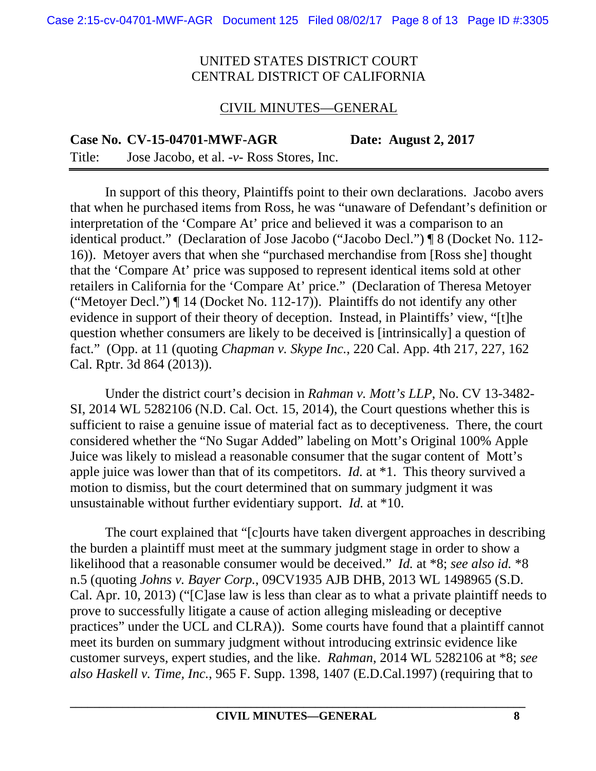UNITED STATES DISTRICT COURT
CENTRAL DISTRICT OF CALIFORNIA

CIVIL MINUTES—GENERAL

**Case No. CV-15-04701-MWF-AGR** **Date: August 2, 2017**

Title: Jose Jacobo, et al. -*v*- Ross Stores, Inc.

---

In support of this theory, Plaintiffs point to their own declarations. Jacobo avers that when he purchased items from Ross, he was "unaware of Defendant's definition or interpretation of the 'Compare At' price and believed it was a comparison to an identical product." (Declaration of Jose Jacobo ("Jacobo Decl.") ¶ 8 (Docket No. 112-16)). Metoyer avers that when she "purchased merchandise from [Ross she] thought that the 'Compare At' price was supposed to represent identical items sold at other retailers in California for the 'Compare At' price." (Declaration of Theresa Metoyer ("Metoyer Decl.") ¶ 14 (Docket No. 112-17)). Plaintiffs do not identify any other evidence in support of their theory of deception. Instead, in Plaintiffs' view, "[t]he question whether consumers are likely to be deceived is [intrinsically] a question of fact." (Opp. at 11 (quoting *Chapman v. Skype Inc.*, 220 Cal. App. 4th 217, 227, 162 Cal. Rptr. 3d 864 (2013)).

Under the district court's decision in *Rahman v. Mott's LLP*, No. CV 13-3482-SI, 2014 WL 5282106 (N.D. Cal. Oct. 15, 2014), the Court questions whether this is sufficient to raise a genuine issue of material fact as to deceptiveness. There, the court considered whether the "No Sugar Added" labeling on Mott's Original 100% Apple Juice was likely to mislead a reasonable consumer that the sugar content of Mott's apple juice was lower than that of its competitors. *Id.* at *1. This theory survived a motion to dismiss, but the court determined that on summary judgment it was unsustainable without further evidentiary support. *Id.* at *10.

The court explained that "[c]ourts have taken divergent approaches in describing the burden a plaintiff must meet at the summary judgment stage in order to show a likelihood that a reasonable consumer would be deceived." *Id.* at *8; *see also id.* *8 n.5 (quoting *Johns v. Bayer Corp.*, 09CV1935 AJB DHB, 2013 WL 1498965 (S.D. Cal. Apr. 10, 2013) ("[C]ase law is less than clear as to what a private plaintiff needs to prove to successfully litigate a cause of action alleging misleading or deceptive practices" under the UCL and CLRA)). Some courts have found that a plaintiff cannot meet its burden on summary judgment without introducing extrinsic evidence like customer surveys, expert studies, and the like. *Rahman*, 2014 WL 5282106 at *8; *see also Haskell v. Time, Inc.*, 965 F. Supp. 1398, 1407 (E.D.Cal.1997) (requiring that to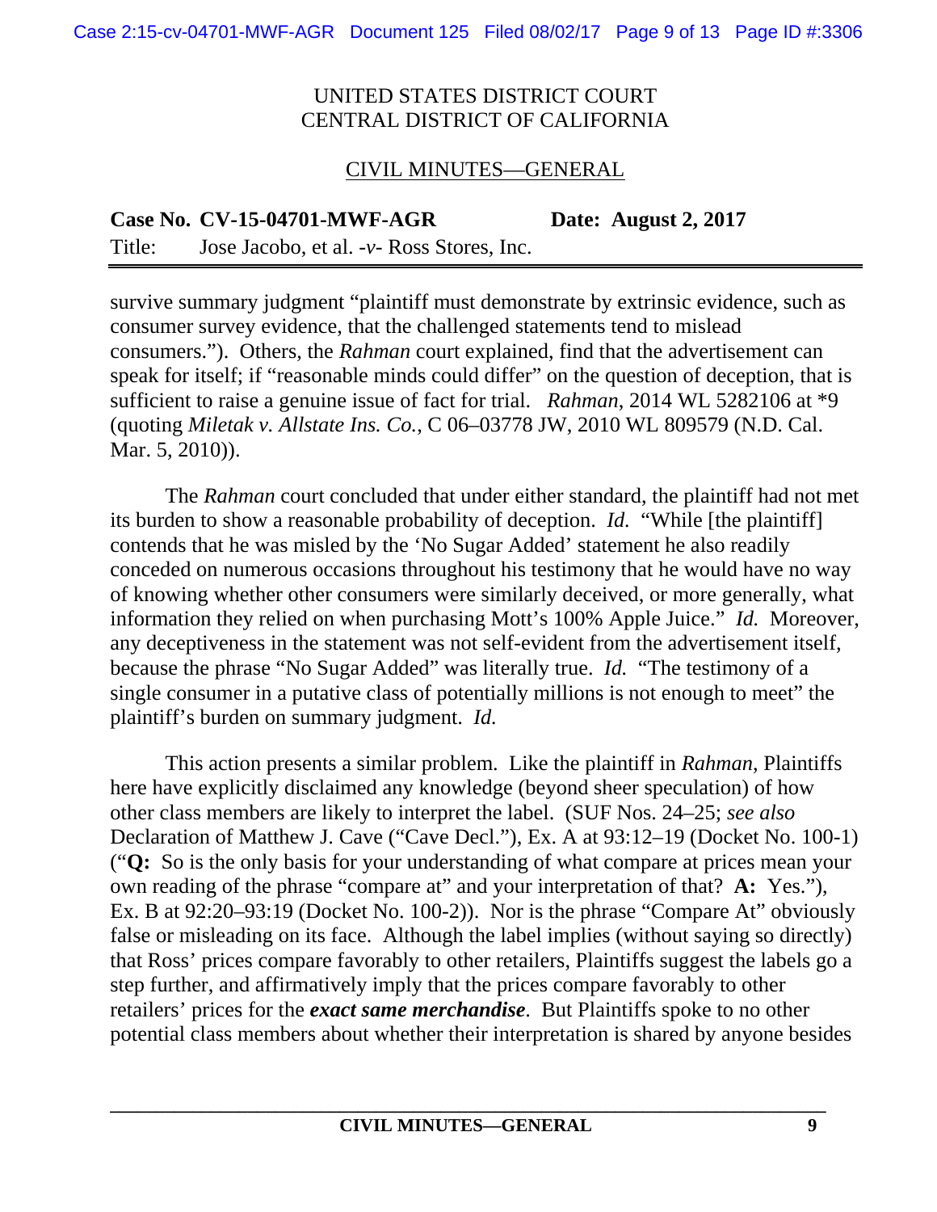UNITED STATES DISTRICT COURT
CENTRAL DISTRICT OF CALIFORNIA

CIVIL MINUTES—GENERAL

**Case No. CV-15-04701-MWF-AGR** **Date: August 2, 2017**

Title: Jose Jacobo, et al. -*v*- Ross Stores, Inc.

survive summary judgment "plaintiff must demonstrate by extrinsic evidence, such as consumer survey evidence, that the challenged statements tend to mislead consumers."). Others, the *Rahman* court explained, find that the advertisement can speak for itself; if "reasonable minds could differ" on the question of deception, that is sufficient to raise a genuine issue of fact for trial. *Rahman*, 2014 WL 5282106 at *9 (quoting *Miletak v. Allstate Ins. Co.*, C 06–03778 JW, 2010 WL 809579 (N.D. Cal. Mar. 5, 2010)).

The *Rahman* court concluded that under either standard, the plaintiff had not met its burden to show a reasonable probability of deception. *Id.* "While [the plaintiff] contends that he was misled by the 'No Sugar Added' statement he also readily conceded on numerous occasions throughout his testimony that he would have no way of knowing whether other consumers were similarly deceived, or more generally, what information they relied on when purchasing Mott's 100% Apple Juice." *Id.* Moreover, any deceptiveness in the statement was not self-evident from the advertisement itself, because the phrase "No Sugar Added" was literally true. *Id.* "The testimony of a single consumer in a putative class of potentially millions is not enough to meet" the plaintiff's burden on summary judgment. *Id.*

This action presents a similar problem. Like the plaintiff in *Rahman*, Plaintiffs here have explicitly disclaimed any knowledge (beyond sheer speculation) of how other class members are likely to interpret the label. (SUF Nos. 24–25; *see also* Declaration of Matthew J. Cave ("Cave Decl."), Ex. A at 93:12–19 (Docket No. 100-1) ("**Q:** So is the only basis for your understanding of what compare at prices mean your own reading of the phrase "compare at" and your interpretation of that? **A:** Yes."), Ex. B at 92:20–93:19 (Docket No. 100-2)). Nor is the phrase "Compare At" obviously false or misleading on its face. Although the label implies (without saying so directly) that Ross' prices compare favorably to other retailers, Plaintiffs suggest the labels go a step further, and affirmatively imply that the prices compare favorably to other retailers' prices for the ***exact same merchandise***. But Plaintiffs spoke to no other potential class members about whether their interpretation is shared by anyone besides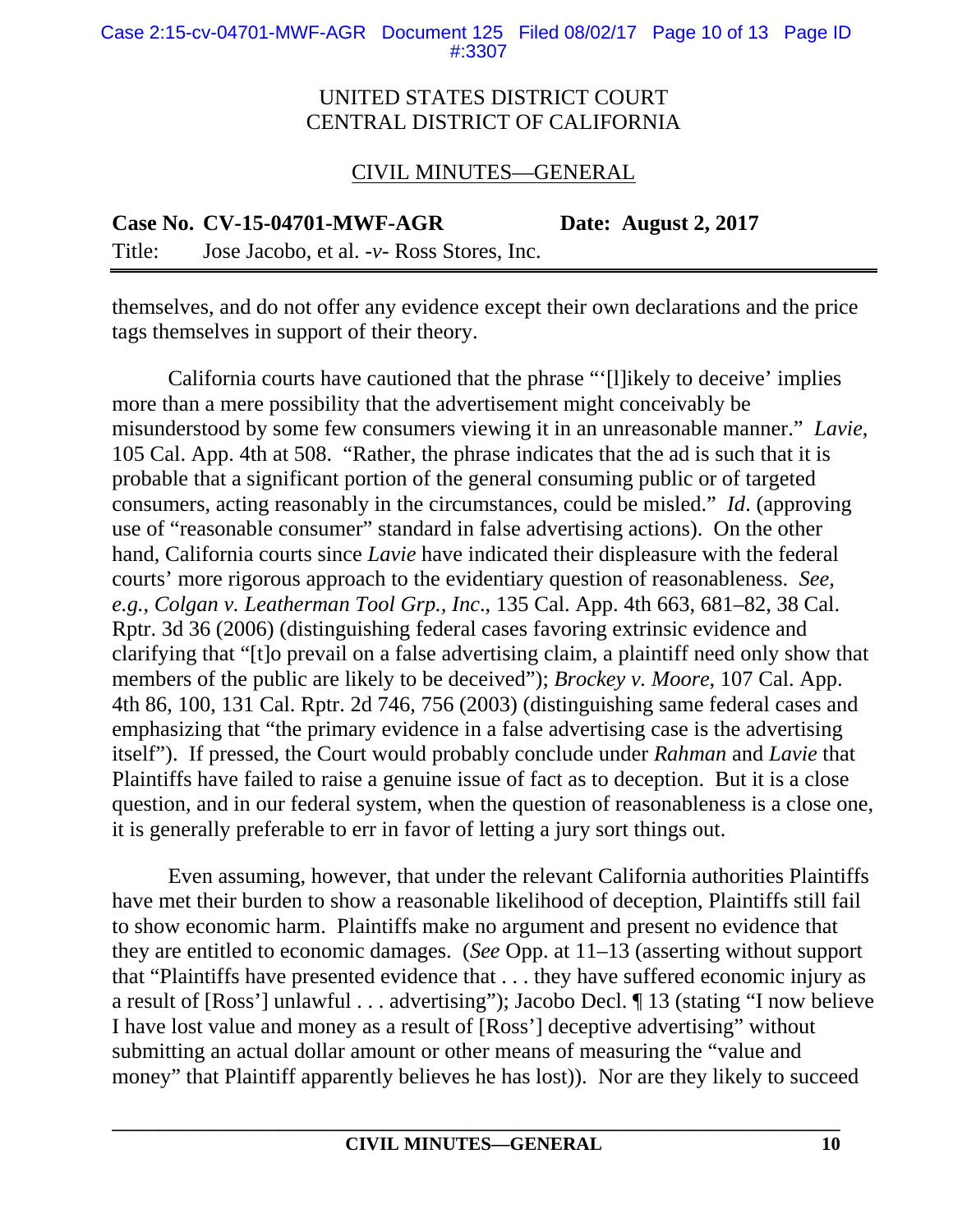UNITED STATES DISTRICT COURT
CENTRAL DISTRICT OF CALIFORNIA

CIVIL MINUTES—GENERAL

**Case No. CV-15-04701-MWF-AGR** **Date: August 2, 2017**

Title: Jose Jacobo, et al. -*v*- Ross Stores, Inc.

---

themselves, and do not offer any evidence except their own declarations and the price tags themselves in support of their theory.

California courts have cautioned that the phrase "'[l]ikely to deceive' implies more than a mere possibility that the advertisement might conceivably be misunderstood by some few consumers viewing it in an unreasonable manner." *Lavie*, 105 Cal. App. 4th at 508. "Rather, the phrase indicates that the ad is such that it is probable that a significant portion of the general consuming public or of targeted consumers, acting reasonably in the circumstances, could be misled." *Id*. (approving use of "reasonable consumer" standard in false advertising actions). On the other hand, California courts since *Lavie* have indicated their displeasure with the federal courts' more rigorous approach to the evidentiary question of reasonableness. *See, e.g.*, *Colgan v. Leatherman Tool Grp., Inc*., 135 Cal. App. 4th 663, 681–82, 38 Cal. Rptr. 3d 36 (2006) (distinguishing federal cases favoring extrinsic evidence and clarifying that "[t]o prevail on a false advertising claim, a plaintiff need only show that members of the public are likely to be deceived"); *Brockey v. Moore*, 107 Cal. App. 4th 86, 100, 131 Cal. Rptr. 2d 746, 756 (2003) (distinguishing same federal cases and emphasizing that "the primary evidence in a false advertising case is the advertising itself"). If pressed, the Court would probably conclude under *Rahman* and *Lavie* that Plaintiffs have failed to raise a genuine issue of fact as to deception. But it is a close question, and in our federal system, when the question of reasonableness is a close one, it is generally preferable to err in favor of letting a jury sort things out.

Even assuming, however, that under the relevant California authorities Plaintiffs have met their burden to show a reasonable likelihood of deception, Plaintiffs still fail to show economic harm. Plaintiffs make no argument and present no evidence that they are entitled to economic damages. (*See* Opp. at 11–13 (asserting without support that "Plaintiffs have presented evidence that . . . they have suffered economic injury as a result of [Ross'] unlawful . . . advertising"); Jacobo Decl. ¶ 13 (stating "I now believe I have lost value and money as a result of [Ross'] deceptive advertising" without submitting an actual dollar amount or other means of measuring the "value and money" that Plaintiff apparently believes he has lost)). Nor are they likely to succeed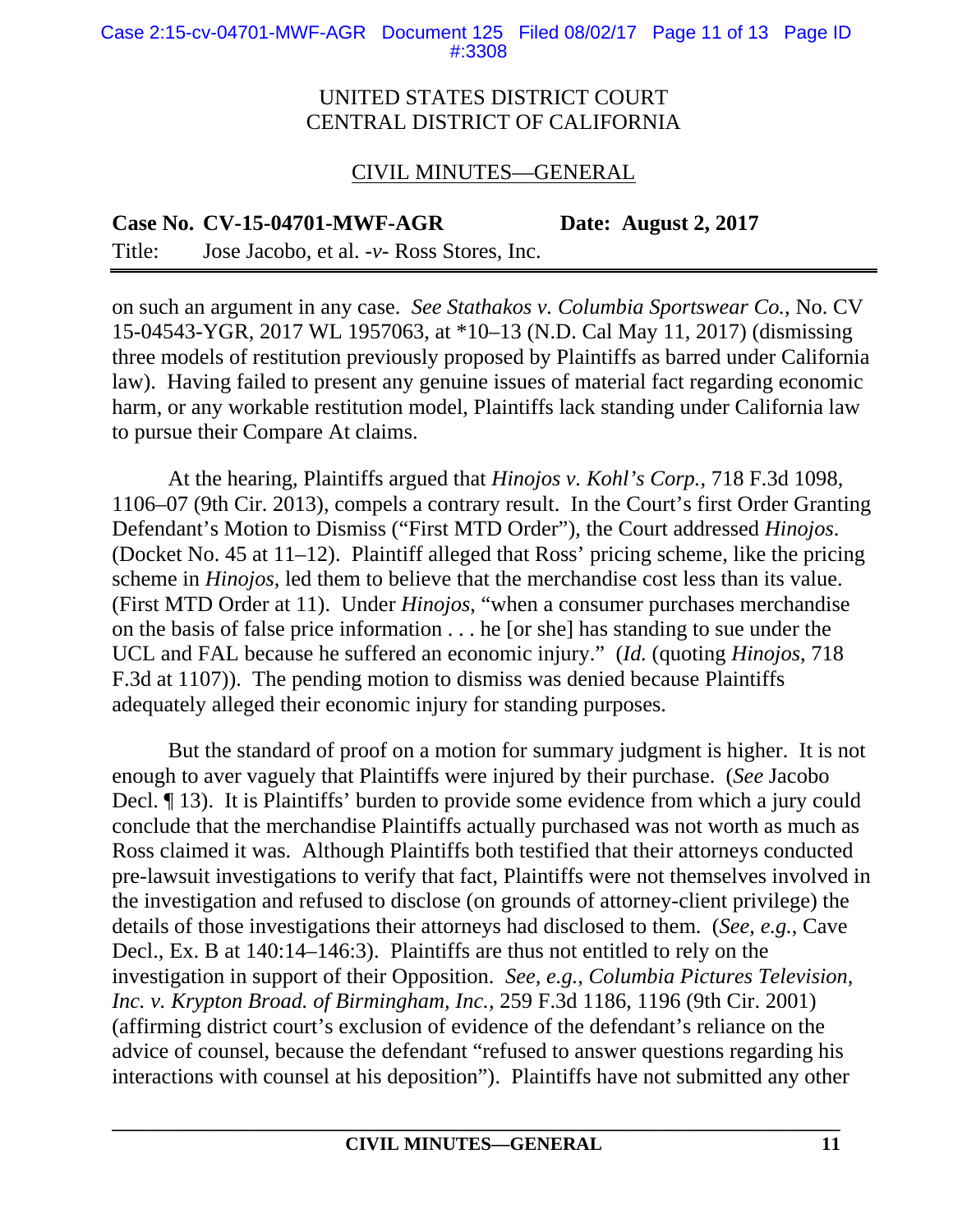on such an argument in any case. *See Stathakos v. Columbia Sportswear Co.*, No. CV 15-04543-YGR, 2017 WL 1957063, at *10–13 (N.D. Cal May 11, 2017) (dismissing three models of restitution previously proposed by Plaintiffs as barred under California law). Having failed to present any genuine issues of material fact regarding economic harm, or any workable restitution model, Plaintiffs lack standing under California law to pursue their Compare At claims.

At the hearing, Plaintiffs argued that *Hinojos v. Kohl's Corp.*, 718 F.3d 1098, 1106–07 (9th Cir. 2013), compels a contrary result. In the Court's first Order Granting Defendant's Motion to Dismiss ("First MTD Order"), the Court addressed *Hinojos*. (Docket No. 45 at 11–12). Plaintiff alleged that Ross' pricing scheme, like the pricing scheme in *Hinojos*, led them to believe that the merchandise cost less than its value. (First MTD Order at 11). Under *Hinojos*, "when a consumer purchases merchandise on the basis of false price information . . . he [or she] has standing to sue under the UCL and FAL because he suffered an economic injury." (*Id.* (quoting *Hinojos*, 718 F.3d at 1107)). The pending motion to dismiss was denied because Plaintiffs adequately alleged their economic injury for standing purposes.

But the standard of proof on a motion for summary judgment is higher. It is not enough to aver vaguely that Plaintiffs were injured by their purchase. (*See* Jacobo Decl. ¶ 13). It is Plaintiffs' burden to provide some evidence from which a jury could conclude that the merchandise Plaintiffs actually purchased was not worth as much as Ross claimed it was. Although Plaintiffs both testified that their attorneys conducted pre-lawsuit investigations to verify that fact, Plaintiffs were not themselves involved in the investigation and refused to disclose (on grounds of attorney-client privilege) the details of those investigations their attorneys had disclosed to them. (*See, e.g.*, Cave Decl., Ex. B at 140:14–146:3). Plaintiffs are thus not entitled to rely on the investigation in support of their Opposition. *See, e.g.*, *Columbia Pictures Television, Inc. v. Krypton Broad. of Birmingham, Inc.*, 259 F.3d 1186, 1196 (9th Cir. 2001) (affirming district court's exclusion of evidence of the defendant's reliance on the advice of counsel, because the defendant "refused to answer questions regarding his interactions with counsel at his deposition"). Plaintiffs have not submitted any other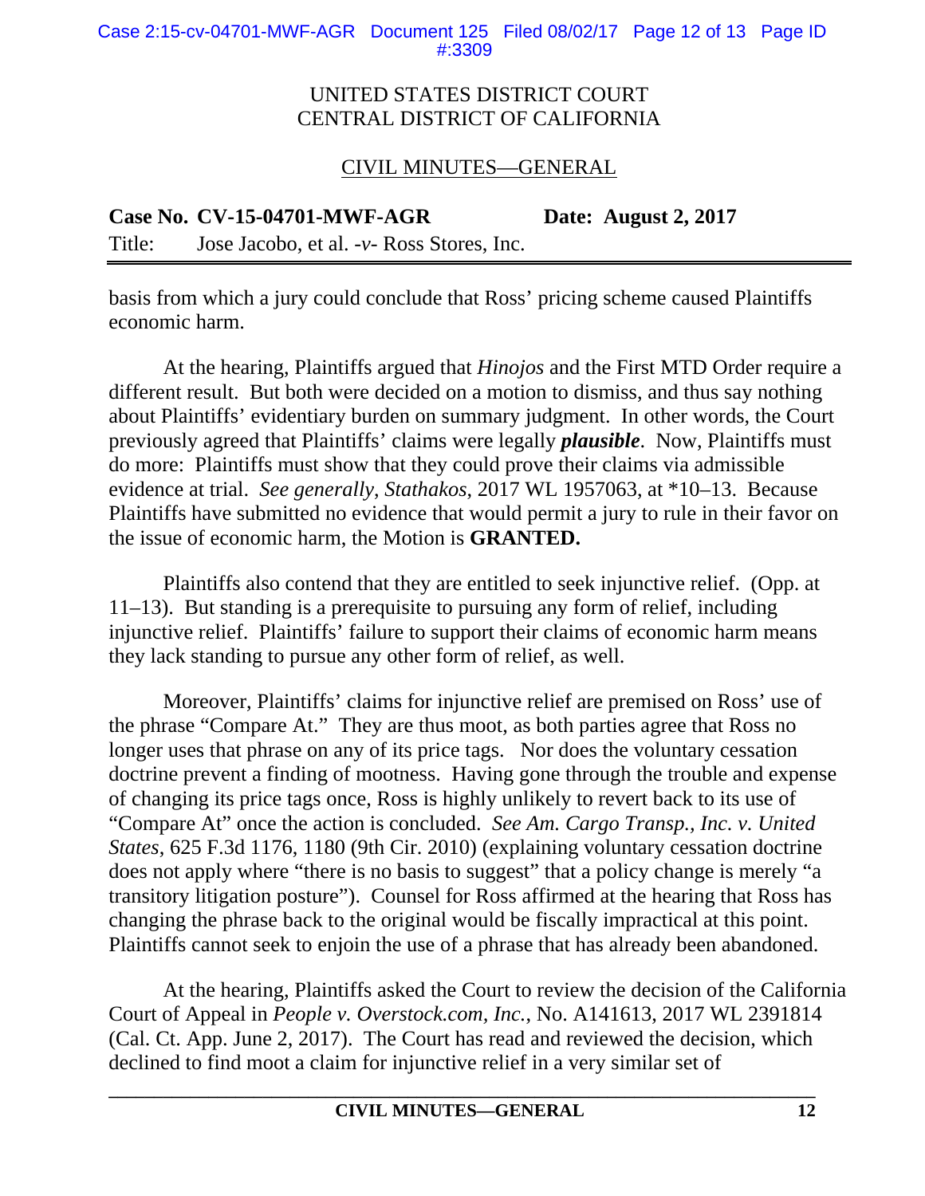basis from which a jury could conclude that Ross' pricing scheme caused Plaintiffs economic harm.

At the hearing, Plaintiffs argued that *Hinojos* and the First MTD Order require a different result. But both were decided on a motion to dismiss, and thus say nothing about Plaintiffs' evidentiary burden on summary judgment. In other words, the Court previously agreed that Plaintiffs' claims were legally ***plausible***. Now, Plaintiffs must do more: Plaintiffs must show that they could prove their claims via admissible evidence at trial. *See generally*, *Stathakos*, 2017 WL 1957063, at *10–13. Because Plaintiffs have submitted no evidence that would permit a jury to rule in their favor on the issue of economic harm, the Motion is **GRANTED.**

Plaintiffs also contend that they are entitled to seek injunctive relief. (Opp. at 11–13). But standing is a prerequisite to pursuing any form of relief, including injunctive relief. Plaintiffs' failure to support their claims of economic harm means they lack standing to pursue any other form of relief, as well.

Moreover, Plaintiffs' claims for injunctive relief are premised on Ross' use of the phrase "Compare At." They are thus moot, as both parties agree that Ross no longer uses that phrase on any of its price tags. Nor does the voluntary cessation doctrine prevent a finding of mootness. Having gone through the trouble and expense of changing its price tags once, Ross is highly unlikely to revert back to its use of "Compare At" once the action is concluded. *See Am. Cargo Transp., Inc. v. United States*, 625 F.3d 1176, 1180 (9th Cir. 2010) (explaining voluntary cessation doctrine does not apply where "there is no basis to suggest" that a policy change is merely "a transitory litigation posture"). Counsel for Ross affirmed at the hearing that Ross has changing the phrase back to the original would be fiscally impractical at this point. Plaintiffs cannot seek to enjoin the use of a phrase that has already been abandoned.

At the hearing, Plaintiffs asked the Court to review the decision of the California Court of Appeal in *People v. Overstock.com, Inc.*, No. A141613, 2017 WL 2391814 (Cal. Ct. App. June 2, 2017). The Court has read and reviewed the decision, which declined to find moot a claim for injunctive relief in a very similar set of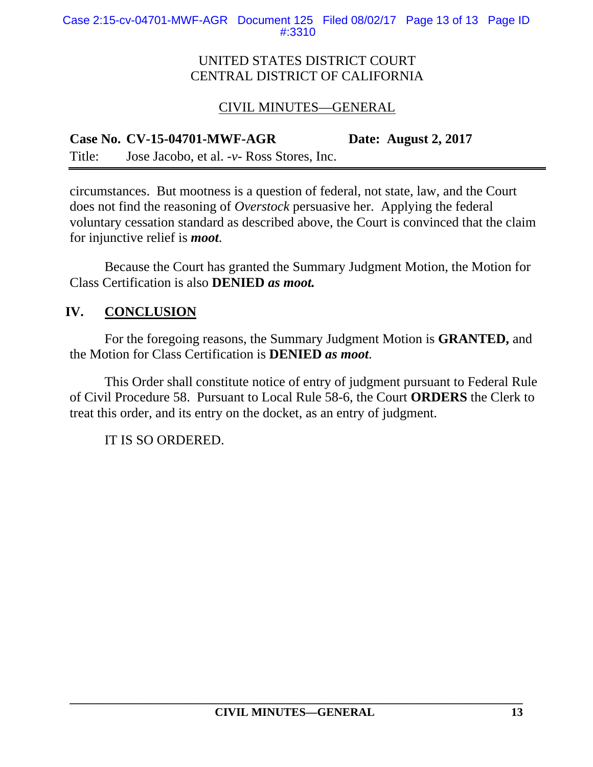circumstances. But mootness is a question of federal, not state, law, and the Court does not find the reasoning of *Overstock* persuasive her. Applying the federal voluntary cessation standard as described above, the Court is convinced that the claim for injunctive relief is ***moot***.

Because the Court has granted the Summary Judgment Motion, the Motion for Class Certification is also **DENIED *as moot.***

## IV. CONCLUSION

For the foregoing reasons, the Summary Judgment Motion is **GRANTED,** and the Motion for Class Certification is **DENIED *as moot***.

This Order shall constitute notice of entry of judgment pursuant to Federal Rule of Civil Procedure 58. Pursuant to Local Rule 58-6, the Court **ORDERS** the Clerk to treat this order, and its entry on the docket, as an entry of judgment.

IT IS SO ORDERED.